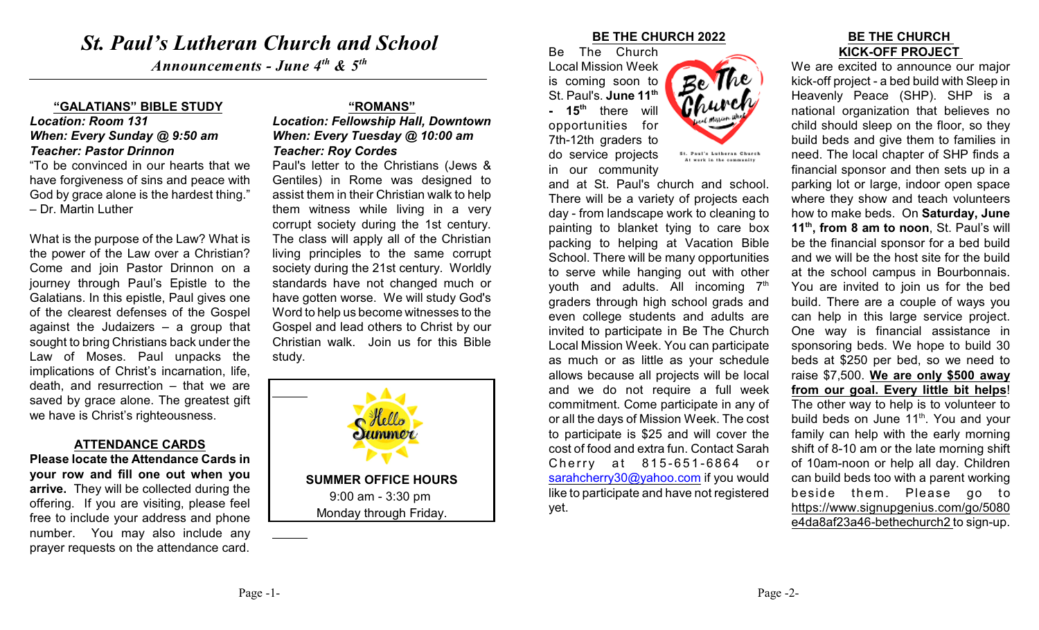# *St. Paul's Lutheran Church and School*

*Announcements - June 4th & 5th*

## "GALATIANS" BIBLE STUDY

***Location: Room 131***
***When: Every Sunday @ 9:50 am***
***Teacher: Pastor Drinnon***

"To be convinced in our hearts that we have forgiveness of sins and peace with God by grace alone is the hardest thing." – Dr. Martin Luther

What is the purpose of the Law? What is the power of the Law over a Christian? Come and join Pastor Drinnon on a journey through Paul's Epistle to the Galatians. In this epistle, Paul gives one of the clearest defenses of the Gospel against the Judaizers – a group that sought to bring Christians back under the Law of Moses. Paul unpacks the implications of Christ's incarnation, life, death, and resurrection – that we are saved by grace alone. The greatest gift we have is Christ's righteousness.

## ATTENDANCE CARDS

**Please locate the Attendance Cards in your row and fill one out when you arrive.** They will be collected during the offering. If you are visiting, please feel free to include your address and phone number. You may also include any prayer requests on the attendance card.

## "ROMANS"

***Location: Fellowship Hall, Downtown***
***When: Every Tuesday @ 10:00 am***
***Teacher: Roy Cordes***

Paul's letter to the Christians (Jews & Gentiles) in Rome was designed to assist them in their Christian walk to help them witness while living in a very corrupt society during the 1st century. The class will apply all of the Christian living principles to the same corrupt society during the 21st century. Worldly standards have not changed much or have gotten worse. We will study God's Word to help us become witnesses to the Gospel and lead others to Christ by our Christian walk. Join us for this Bible study.

Hello Summer

**SUMMER OFFICE HOURS**
9:00 am - 3:30 pm
Monday through Friday.

## BE THE CHURCH 2022

Be The Church Local Mission Week is coming soon to St. Paul's. **June 11th - 15th** there will opportunities for 7th-12th graders to do service projects in our community and at St. Paul's church and school. There will be a variety of projects each day - from landscape work to cleaning to painting to blanket tying to care box packing to helping at Vacation Bible School. There will be many opportunities to serve while hanging out with other youth and adults. All incoming 7th graders through high school grads and even college students and adults are invited to participate in Be The Church Local Mission Week. You can participate as much or as little as your schedule allows because all projects will be local and we do not require a full week commitment. Come participate in any of or all the days of Mission Week. The cost to participate is $25 and will cover the cost of food and extra fun. Contact Sarah Cherry at 815-651-6864 or sarahcherry30@yahoo.com if you would like to participate and have not registered yet.

Be The Church — Local Mission Week
St. Paul's Lutheran Church — At work in the community

## BE THE CHURCH KICK-OFF PROJECT

We are excited to announce our major kick-off project - a bed build with Sleep in Heavenly Peace (SHP). SHP is a national organization that believes no child should sleep on the floor, so they build beds and give them to families in need. The local chapter of SHP finds a financial sponsor and then sets up in a parking lot or large, indoor open space where they show and teach volunteers how to make beds. On **Saturday, June 11th, from 8 am to noon**, St. Paul's will be the financial sponsor for a bed build and we will be the host site for the build at the school campus in Bourbonnais. You are invited to join us for the bed build. There are a couple of ways you can help in this large service project. One way is financial assistance in sponsoring beds. We hope to build 30 beds at $250 per bed, so we need to raise $7,500. **We are only $500 away from our goal. Every little bit helps**! The other way to help is to volunteer to build beds on June 11th. You and your family can help with the early morning shift of 8-10 am or the late morning shift of 10am-noon or help all day. Children can build beds too with a parent working beside them. Please go to https://www.signupgenius.com/go/5080e4da8af23a46-bethechurch2 to sign-up.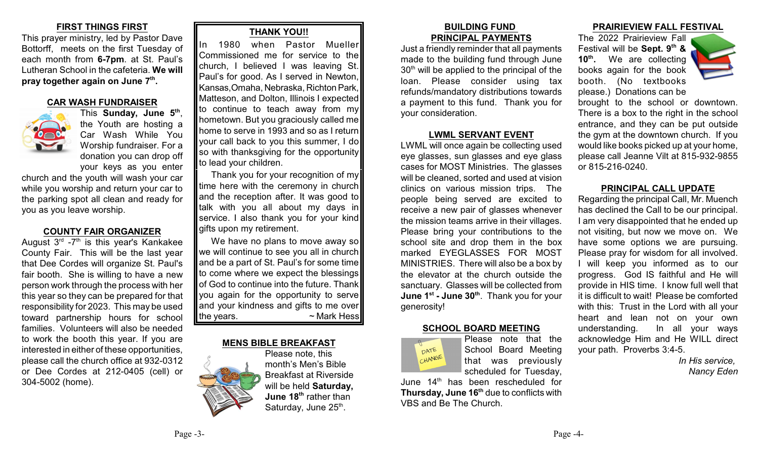## FIRST THINGS FIRST

This prayer ministry, led by Pastor Dave Bottorff, meets on the first Tuesday of each month from **6-7pm**. at St. Paul's Lutheran School in the cafeteria. **We will pray together again on June 7th.**

## CAR WASH FUNDRAISER

This **Sunday, June 5th**, the Youth are hosting a Car Wash While You Worship fundraiser. For a donation you can drop off your keys as you enter church and the youth will wash your car while you worship and return your car to the parking spot all clean and ready for you as you leave worship.

## COUNTY FAIR ORGANIZER

August 3rd -7th is this year's Kankakee County Fair. This will be the last year that Dee Cordes will organize St. Paul's fair booth. She is willing to have a new person work through the process with her this year so they can be prepared for that responsibility for 2023. This may be used toward partnership hours for school families. Volunteers will also be needed to work the booth this year. If you are interested in either of these opportunities, please call the church office at 932-0312 or Dee Cordes at 212-0405 (cell) or 304-5002 (home).

## THANK YOU!!

In 1980 when Pastor Mueller Commissioned me for service to the church, I believed I was leaving St. Paul's for good. As I served in Newton, Kansas, Omaha, Nebraska, Richton Park, Matteson, and Dolton, Illinois I expected to continue to teach away from my hometown. But you graciously called me home to serve in 1993 and so as I return your call back to you this summer, I do so with thanksgiving for the opportunity to lead your children.

Thank you for your recognition of my time here with the ceremony in church and the reception after. It was good to talk with you all about my days in service. I also thank you for your kind gifts upon my retirement.

We have no plans to move away so we will continue to see you all in church and be a part of St. Paul's for some time to come where we expect the blessings of God to continue into the future. Thank you again for the opportunity to serve and your kindness and gifts to me over the years.

~ Mark Hess

## MENS BIBLE BREAKFAST

Please note, this month's Men's Bible Breakfast at Riverside will be held **Saturday, June 18th** rather than Saturday, June 25th.

## BUILDING FUND PRINCIPAL PAYMENTS

Just a friendly reminder that all payments made to the building fund through June 30th will be applied to the principal of the loan. Please consider using tax refunds/mandatory distributions towards a payment to this fund. Thank you for your consideration.

## LWML SERVANT EVENT

LWML will once again be collecting used eye glasses, sun glasses and eye glass cases for MOST Ministries. The glasses will be cleaned, sorted and used at vision clinics on various mission trips. The people being served are excited to receive a new pair of glasses whenever the mission teams arrive in their villages. Please bring your contributions to the school site and drop them in the box marked EYEGLASSES FOR MOST MINISTRIES. There will also be a box by the elevator at the church outside the sanctuary. Glasses will be collected from **June 1st - June 30th**. Thank you for your generosity!

## SCHOOL BOARD MEETING

Please note that the School Board Meeting that was previously scheduled for Tuesday, June 14th has been rescheduled for **Thursday, June 16th** due to conflicts with VBS and Be The Church.

## PRAIRIEVIEW FALL FESTIVAL

The 2022 Prairieview Fall Festival will be **Sept. 9th & 10th.** We are collecting books again for the book booth. (No textbooks please.) Donations can be brought to the school or downtown. There is a box to the right in the school entrance, and they can be put outside the gym at the downtown church. If you would like books picked up at your home, please call Jeanne Vilt at 815-932-9855 or 815-216-0240.

## PRINCIPAL CALL UPDATE

Regarding the principal Call, Mr. Muench has declined the Call to be our principal. I am very disappointed that he ended up not visiting, but now we move on. We have some options we are pursuing. Please pray for wisdom for all involved. I will keep you informed as to our progress. God IS faithful and He will provide in HIS time. I know full well that it is difficult to wait! Please be comforted with this: Trust in the Lord with all your heart and lean not on your own understanding. In all your ways acknowledge Him and He WILL direct your path. Proverbs 3:4-5.

*In His service,*
*Nancy Eden*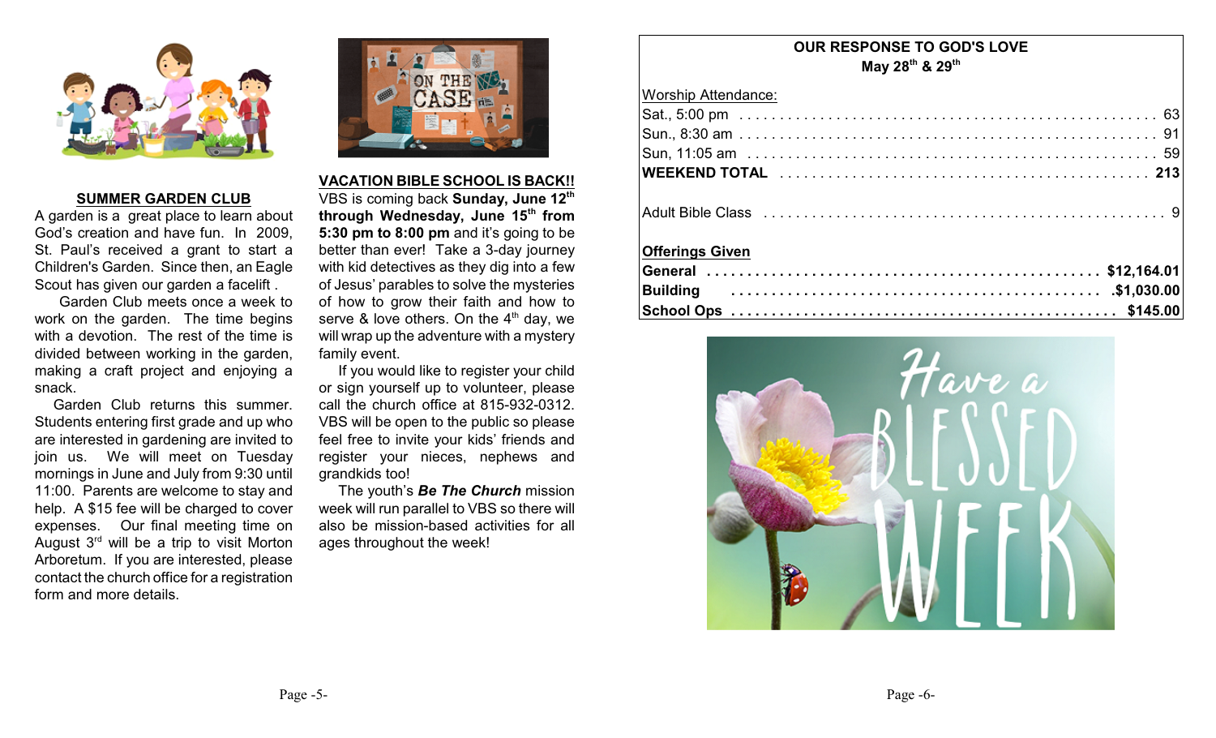## SUMMER GARDEN CLUB

A garden is a great place to learn about God's creation and have fun. In 2009, St. Paul's received a grant to start a Children's Garden. Since then, an Eagle Scout has given our garden a facelift .

Garden Club meets once a week to work on the garden. The time begins with a devotion. The rest of the time is divided between working in the garden, making a craft project and enjoying a snack.

Garden Club returns this summer. Students entering first grade and up who are interested in gardening are invited to join us. We will meet on Tuesday mornings in June and July from 9:30 until 11:00. Parents are welcome to stay and help. A $15 fee will be charged to cover expenses. Our final meeting time on August 3rd will be a trip to visit Morton Arboretum. If you are interested, please contact the church office for a registration form and more details.

## VACATION BIBLE SCHOOL IS BACK!!

VBS is coming back **Sunday, June 12th through Wednesday, June 15th from 5:30 pm to 8:00 pm** and it's going to be better than ever! Take a 3-day journey with kid detectives as they dig into a few of Jesus' parables to solve the mysteries of how to grow their faith and how to serve & love others. On the 4th day, we will wrap up the adventure with a mystery family event.

If you would like to register your child or sign yourself up to volunteer, please call the church office at 815-932-0312. VBS will be open to the public so please feel free to invite your kids' friends and register your nieces, nephews and grandkids too!

The youth's ***Be The Church*** mission week will run parallel to VBS so there will also be mission-based activities for all ages throughout the week!

## OUR RESPONSE TO GOD'S LOVE
**May 28th & 29th**

Worship Attendance:

| | |
|---|---|
| Sat., 5:00 pm | 63 |
| Sun., 8:30 am | 91 |
| Sun, 11:05 am | 59 |
| **WEEKEND TOTAL** | **213** |
| Adult Bible Class | 9 |

**Offerings Given**

| | |
|---|---|
| **General** | **$12,164.01** |
| **Building** | **$1,030.00** |
| **School Ops** | **$145.00** |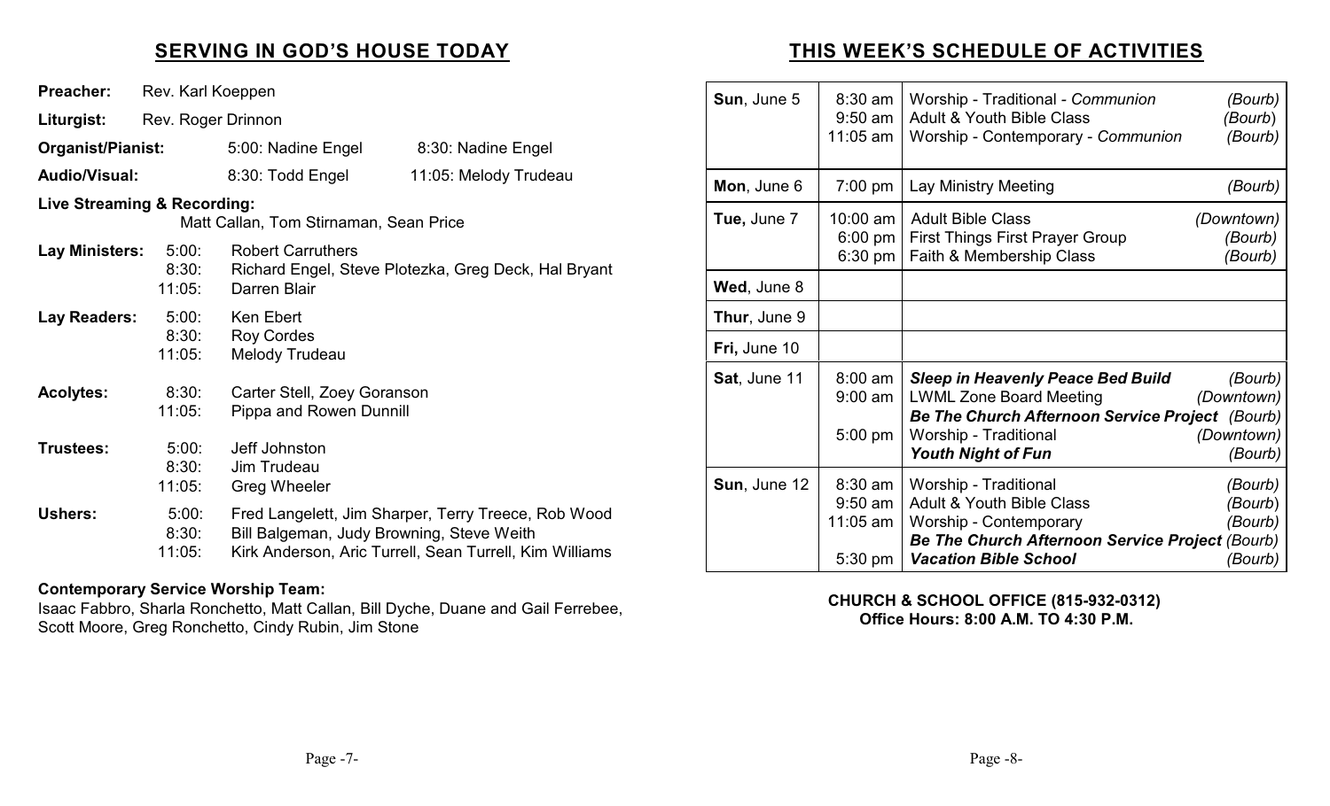## SERVING IN GOD'S HOUSE TODAY

**Preacher:** Rev. Karl Koeppen

**Liturgist:** Rev. Roger Drinnon

**Organist/Pianist:** 5:00: Nadine Engel  8:30: Nadine Engel

**Audio/Visual:** 8:30: Todd Engel  11:05: Melody Trudeau

**Live Streaming & Recording:**
Matt Callan, Tom Stirnaman, Sean Price

**Lay Ministers:**
5:00: Robert Carruthers
8:30: Richard Engel, Steve Plotezka, Greg Deck, Hal Bryant
11:05: Darren Blair

**Lay Readers:**
5:00: Ken Ebert
8:30: Roy Cordes
11:05: Melody Trudeau

**Acolytes:**
8:30: Carter Stell, Zoey Goranson
11:05: Pippa and Rowen Dunnill

**Trustees:**
5:00: Jeff Johnston
8:30: Jim Trudeau
11:05: Greg Wheeler

**Ushers:**
5:00: Fred Langelett, Jim Sharper, Terry Treece, Rob Wood
8:30: Bill Balgeman, Judy Browning, Steve Weith
11:05: Kirk Anderson, Aric Turrell, Sean Turrell, Kim Williams

**Contemporary Service Worship Team:**
Isaac Fabbro, Sharla Ronchetto, Matt Callan, Bill Dyche, Duane and Gail Ferrebee, Scott Moore, Greg Ronchetto, Cindy Rubin, Jim Stone

## THIS WEEK'S SCHEDULE OF ACTIVITIES

| | | | |
|---|---|---|---|
| **Sun**, June 5 | 8:30 am<br>9:50 am<br>11:05 am | Worship - Traditional - *Communion*<br>Adult & Youth Bible Class<br>Worship - Contemporary - *Communion* | *(Bourb)*<br>*(Bourb)*<br>*(Bourb)* |
| **Mon**, June 6 | 7:00 pm | Lay Ministry Meeting | *(Bourb)* |
| **Tue,** June 7 | 10:00 am<br>6:00 pm<br>6:30 pm | Adult Bible Class<br>First Things First Prayer Group<br>Faith & Membership Class | *(Downtown)*<br>*(Bourb)*<br>*(Bourb)* |
| **Wed**, June 8 | | | |
| **Thur**, June 9 | | | |
| **Fri,** June 10 | | | |
| **Sat**, June 11 | 8:00 am<br>9:00 am<br><br>5:00 pm | ***Sleep in Heavenly Peace Bed Build***<br>LWML Zone Board Meeting<br>***Be The Church Afternoon Service Project***<br>Worship - Traditional<br>***Youth Night of Fun*** | *(Bourb)*<br>*(Downtown)*<br>*(Bourb)*<br>*(Downtown)*<br>*(Bourb)* |
| **Sun**, June 12 | 8:30 am<br>9:50 am<br>11:05 am<br><br>5:30 pm | Worship - Traditional<br>Adult & Youth Bible Class<br>Worship - Contemporary<br>***Be The Church Afternoon Service Project***<br>***Vacation Bible School*** | *(Bourb)*<br>*(Bourb)*<br>*(Bourb)*<br>*(Bourb)*<br>*(Bourb)* |

**CHURCH & SCHOOL OFFICE (815-932-0312)**
**Office Hours: 8:00 A.M. TO 4:30 P.M.**